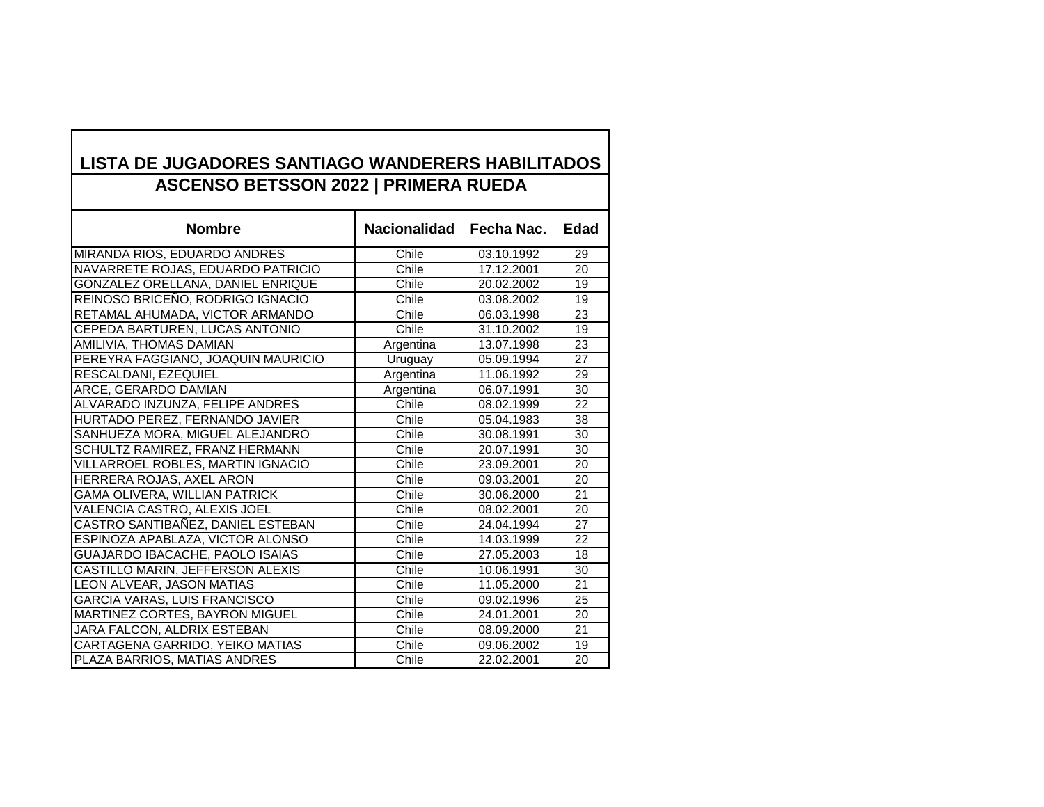# LISTA DE JUGADORES SANTIAGO WANDERERS HABILITADOS

## ASCENSO BETSSON 2022 | PRIMERA RUEDA

| Nombre | Nacionalidad | Fecha Nac. | Edad |
|---|---|---|---|
| MIRANDA RIOS, EDUARDO ANDRES | Chile | 03.10.1992 | 29 |
| NAVARRETE ROJAS, EDUARDO PATRICIO | Chile | 17.12.2001 | 20 |
| GONZALEZ ORELLANA, DANIEL ENRIQUE | Chile | 20.02.2002 | 19 |
| REINOSO BRICEÑO, RODRIGO IGNACIO | Chile | 03.08.2002 | 19 |
| RETAMAL AHUMADA, VICTOR ARMANDO | Chile | 06.03.1998 | 23 |
| CEPEDA BARTUREN, LUCAS ANTONIO | Chile | 31.10.2002 | 19 |
| AMILIVIA, THOMAS DAMIAN | Argentina | 13.07.1998 | 23 |
| PEREYRA FAGGIANO, JOAQUIN MAURICIO | Uruguay | 05.09.1994 | 27 |
| RESCALDANI, EZEQUIEL | Argentina | 11.06.1992 | 29 |
| ARCE, GERARDO DAMIAN | Argentina | 06.07.1991 | 30 |
| ALVARADO INZUNZA, FELIPE ANDRES | Chile | 08.02.1999 | 22 |
| HURTADO PEREZ, FERNANDO JAVIER | Chile | 05.04.1983 | 38 |
| SANHUEZA MORA, MIGUEL ALEJANDRO | Chile | 30.08.1991 | 30 |
| SCHULTZ RAMIREZ, FRANZ HERMANN | Chile | 20.07.1991 | 30 |
| VILLARROEL ROBLES, MARTIN IGNACIO | Chile | 23.09.2001 | 20 |
| HERRERA ROJAS, AXEL ARON | Chile | 09.03.2001 | 20 |
| GAMA OLIVERA, WILLIAN PATRICK | Chile | 30.06.2000 | 21 |
| VALENCIA CASTRO, ALEXIS JOEL | Chile | 08.02.2001 | 20 |
| CASTRO SANTIBAÑEZ, DANIEL ESTEBAN | Chile | 24.04.1994 | 27 |
| ESPINOZA APABLAZA, VICTOR ALONSO | Chile | 14.03.1999 | 22 |
| GUAJARDO IBACACHE, PAOLO ISAIAS | Chile | 27.05.2003 | 18 |
| CASTILLO MARIN, JEFFERSON ALEXIS | Chile | 10.06.1991 | 30 |
| LEON ALVEAR, JASON MATIAS | Chile | 11.05.2000 | 21 |
| GARCIA VARAS, LUIS FRANCISCO | Chile | 09.02.1996 | 25 |
| MARTINEZ CORTES, BAYRON MIGUEL | Chile | 24.01.2001 | 20 |
| JARA FALCON, ALDRIX ESTEBAN | Chile | 08.09.2000 | 21 |
| CARTAGENA GARRIDO, YEIKO MATIAS | Chile | 09.06.2002 | 19 |
| PLAZA BARRIOS, MATIAS ANDRES | Chile | 22.02.2001 | 20 |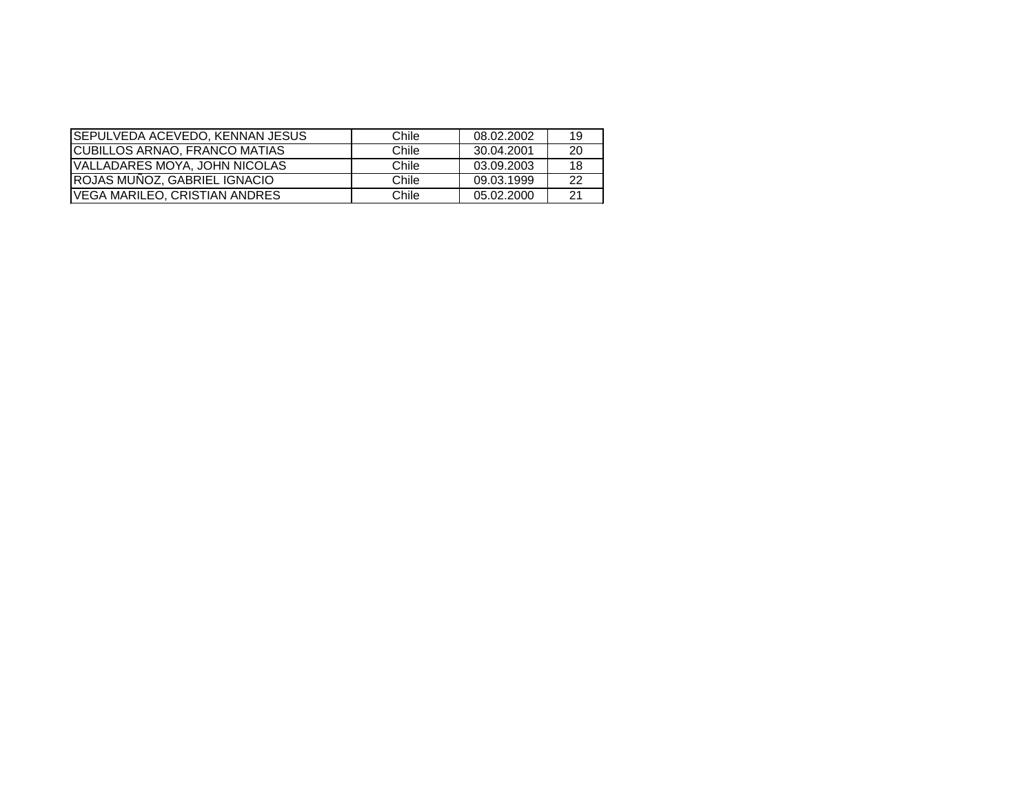| | | | |
|---|---|---|---|
| SEPULVEDA ACEVEDO, KENNAN JESUS | Chile | 08.02.2002 | 19 |
| CUBILLOS ARNAO, FRANCO MATIAS | Chile | 30.04.2001 | 20 |
| VALLADARES MOYA, JOHN NICOLAS | Chile | 03.09.2003 | 18 |
| ROJAS MUÑOZ, GABRIEL IGNACIO | Chile | 09.03.1999 | 22 |
| VEGA MARILEO, CRISTIAN ANDRES | Chile | 05.02.2000 | 21 |